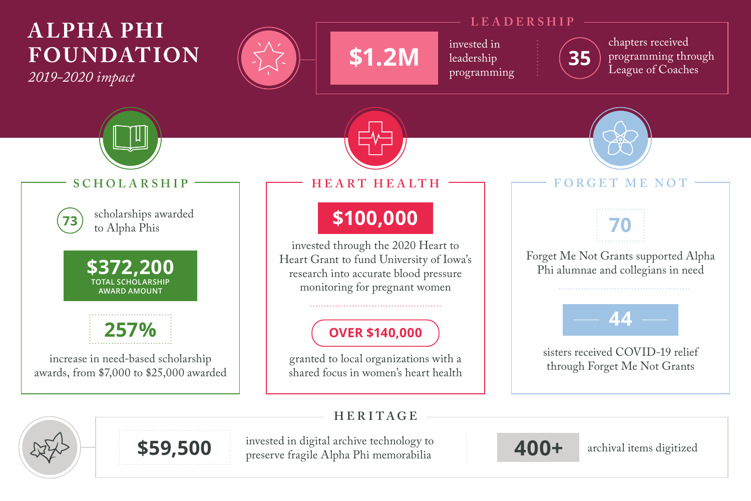# ALPHA PHI FOUNDATION

*2019-2020 impact*

## LEADERSHIP

**$1.2M** invested in leadership programming

**35** chapters received programming through League of Coaches

## SCHOLARSHIP

**73** scholarships awarded to Alpha Phis

**$372,200**
TOTAL SCHOLARSHIP AWARD AMOUNT

**257%**
increase in need-based scholarship awards, from $7,000 to $25,000 awarded

## HEART HEALTH

**$100,000**
invested through the 2020 Heart to Heart Grant to fund University of Iowa's research into accurate blood pressure monitoring for pregnant women

**OVER $140,000**
granted to local organizations with a shared focus in women's heart health

## FORGET ME NOT

**70**
Forget Me Not Grants supported Alpha Phi alumnae and collegians in need

**44**
sisters received COVID-19 relief through Forget Me Not Grants

## HERITAGE

**$59,500** invested in digital archive technology to preserve fragile Alpha Phi memorabilia

**400+** archival items digitized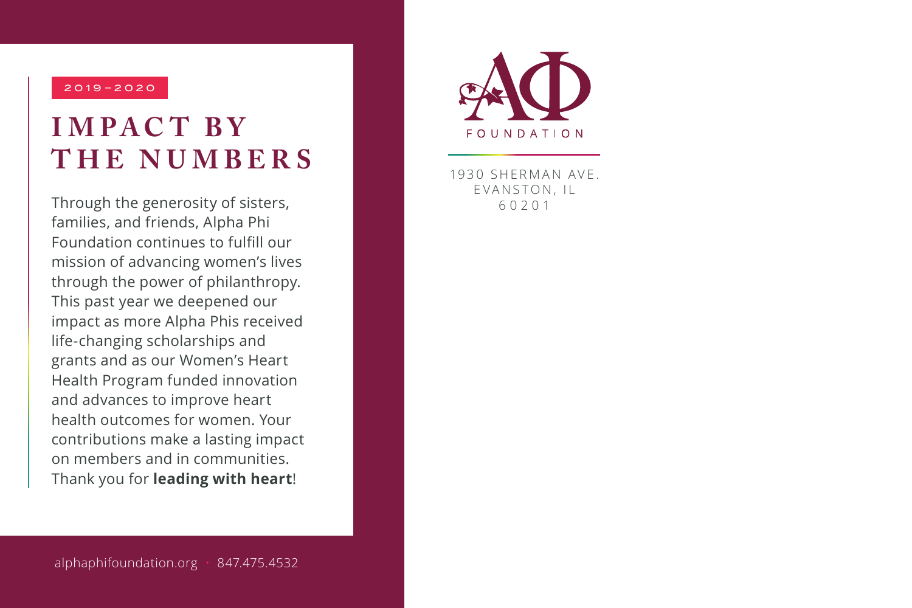2019–2020

# IMPACT BY THE NUMBERS

Through the generosity of sisters, families, and friends, Alpha Phi Foundation continues to fulfill our mission of advancing women's lives through the power of philanthropy. This past year we deepened our impact as more Alpha Phis received life-changing scholarships and grants and as our Women's Heart Health Program funded innovation and advances to improve heart health outcomes for women. Your contributions make a lasting impact on members and in communities. Thank you for **leading with heart**!

alphaphifoundation.org • 847.475.4532

AΦ FOUNDATION

1930 SHERMAN AVE.
EVANSTON, IL
60201